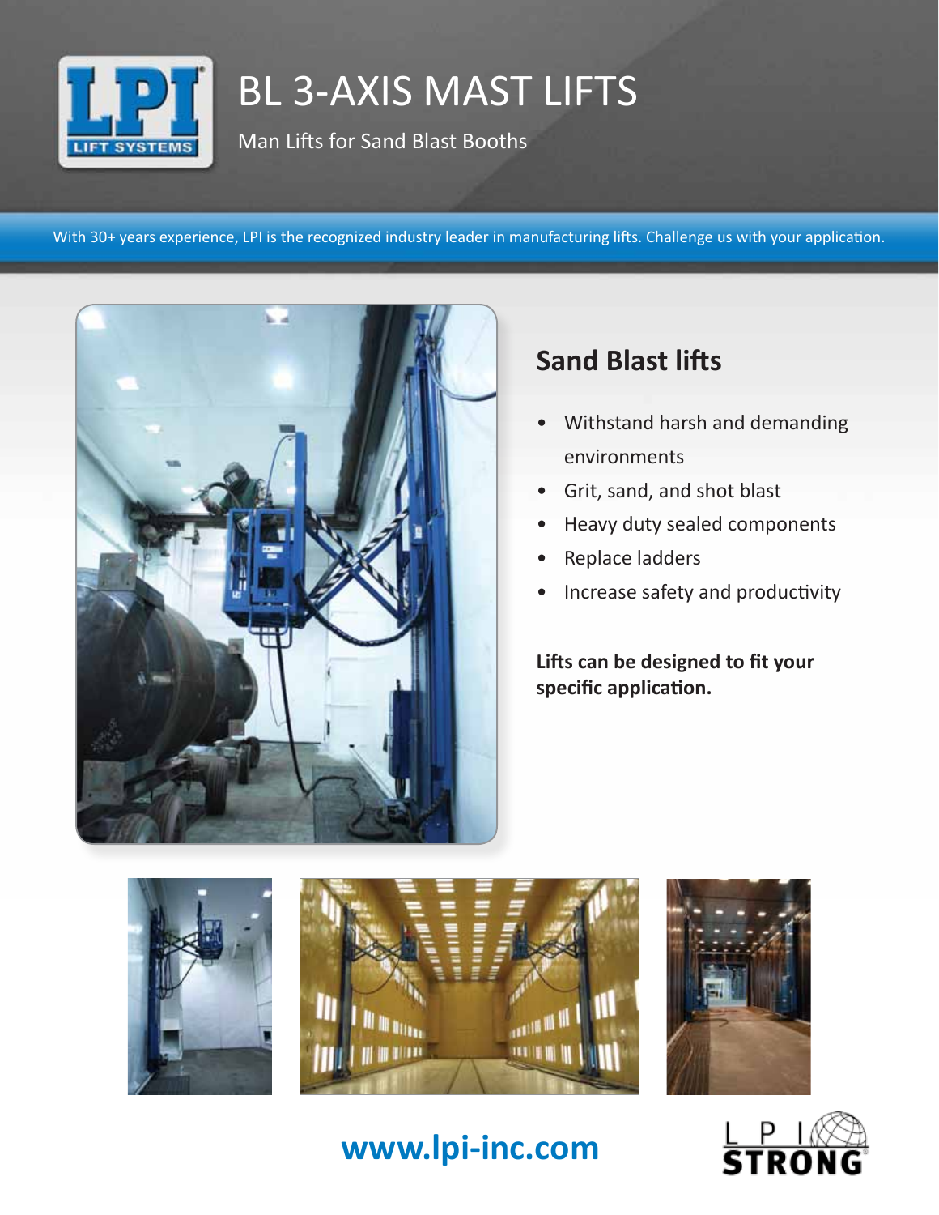# BL 3-AXIS MAST LIFTS

Man Lifts for Sand Blast Booths

With 30+ years experience, LPI is the recognized industry leader in manufacturing lifts. Challenge us with your application.

## Sand Blast lifts

- Withstand harsh and demanding environments
- Grit, sand, and shot blast
- Heavy duty sealed components
- Replace ladders
- Increase safety and productivity

**Lifts can be designed to fit your specific application.**

**www.lpi-inc.com**

LPI STRONG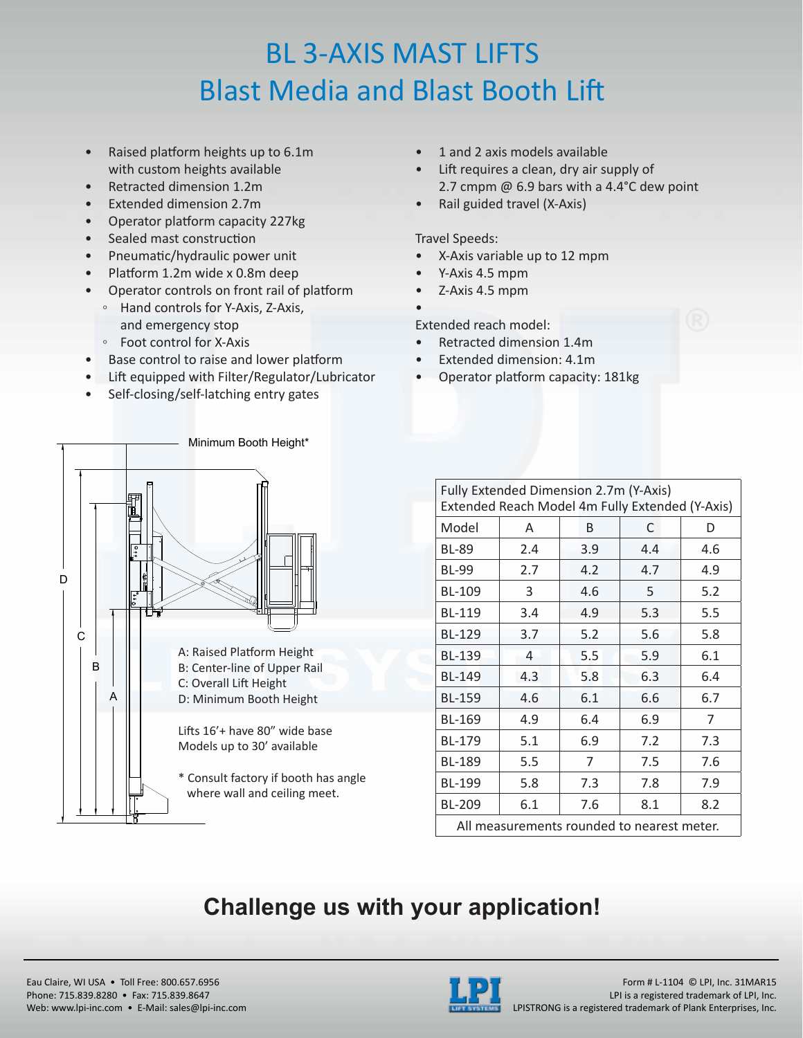# BL 3-AXIS MAST LIFTS
## Blast Media and Blast Booth Lift

- Raised platform heights up to 6.1m with custom heights available
- Retracted dimension 1.2m
- Extended dimension 2.7m
- Operator platform capacity 227kg
- Sealed mast construction
- Pneumatic/hydraulic power unit
- Platform 1.2m wide x 0.8m deep
- Operator controls on front rail of platform
  - Hand controls for Y-Axis, Z-Axis, and emergency stop
  - Foot control for X-Axis
- Base control to raise and lower platform
- Lift equipped with Filter/Regulator/Lubricator
- Self-closing/self-latching entry gates

- 1 and 2 axis models available
- Lift requires a clean, dry air supply of 2.7 cmpm @ 6.9 bars with a 4.4°C dew point
- Rail guided travel (X-Axis)

Travel Speeds:

- X-Axis variable up to 12 mpm
- Y-Axis 4.5 mpm
- Z-Axis 4.5 mpm

Extended reach model:

- Retracted dimension 1.4m
- Extended dimension: 4.1m
- Operator platform capacity: 181kg

Minimum Booth Height*

D

C

B

A

A: Raised Platform Height
B: Center-line of Upper Rail
C: Overall Lift Height
D: Minimum Booth Height

Lifts 16'+ have 80" wide base
Models up to 30' available

\* Consult factory if booth has angle where wall and ceiling meet.

Fully Extended Dimension 2.7m (Y-Axis)
Extended Reach Model 4m Fully Extended (Y-Axis)

| Model | A | B | C | D |
|---|---|---|---|---|
| BL-89 | 2.4 | 3.9 | 4.4 | 4.6 |
| BL-99 | 2.7 | 4.2 | 4.7 | 4.9 |
| BL-109 | 3 | 4.6 | 5 | 5.2 |
| BL-119 | 3.4 | 4.9 | 5.3 | 5.5 |
| BL-129 | 3.7 | 5.2 | 5.6 | 5.8 |
| BL-139 | 4 | 5.5 | 5.9 | 6.1 |
| BL-149 | 4.3 | 5.8 | 6.3 | 6.4 |
| BL-159 | 4.6 | 6.1 | 6.6 | 6.7 |
| BL-169 | 4.9 | 6.4 | 6.9 | 7 |
| BL-179 | 5.1 | 6.9 | 7.2 | 7.3 |
| BL-189 | 5.5 | 7 | 7.5 | 7.6 |
| BL-199 | 5.8 | 7.3 | 7.8 | 7.9 |
| BL-209 | 6.1 | 7.6 | 8.1 | 8.2 |

All measurements rounded to nearest meter.

## Challenge us with your application!

Eau Claire, WI USA • Toll Free: 800.657.6956
Phone: 715.839.8280 • Fax: 715.839.8647
Web: www.lpi-inc.com • E-Mail: sales@lpi-inc.com

Form # L-1104 © LPI, Inc. 31MAR15
LPI is a registered trademark of LPI, Inc.
LPISTRONG is a registered trademark of Plank Enterprises, Inc.